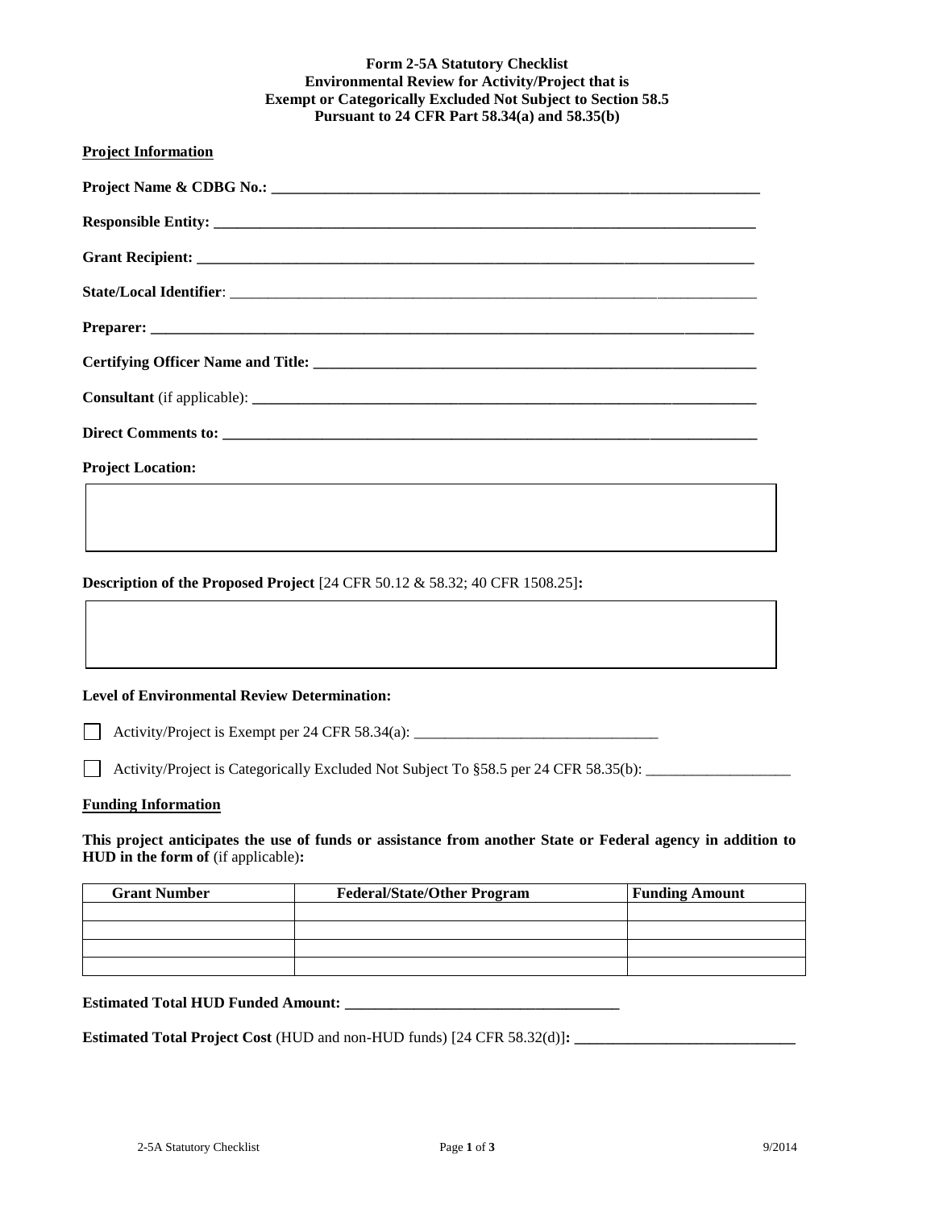**Form 2-5A Statutory Checklist**
**Environmental Review for Activity/Project that is**
**Exempt or Categorically Excluded Not Subject to Section 58.5**
**Pursuant to 24 CFR Part 58.34(a) and 58.35(b)**

**Project Information**

**Project Name & CDBG No.:** ______________________________________________________________________

**Responsible Entity:** ______________________________________________________________________

**Grant Recipient:** ______________________________________________________________________

**State/Local Identifier**: ______________________________________________________________________

**Preparer:** ______________________________________________________________________

**Certifying Officer Name and Title:** ______________________________________________________________________

**Consultant** (if applicable): ______________________________________________________________________

**Direct Comments to:** ______________________________________________________________________

**Project Location:**

|   |
|---|
|   |

**Description of the Proposed Project** [24 CFR 50.12 & 58.32; 40 CFR 1508.25]**:**

|   |
|---|
|   |

**Level of Environmental Review Determination:**

☐ Activity/Project is Exempt per 24 CFR 58.34(a): ________________________________

☐ Activity/Project is Categorically Excluded Not Subject To §58.5 per 24 CFR 58.35(b): ___________________

**Funding Information**

**This project anticipates the use of funds or assistance from another State or Federal agency in addition to HUD in the form of** (if applicable)**:**

| Grant Number | Federal/State/Other Program | Funding Amount |
|---|---|---|
| | | |
| | | |
| | | |
| | | |

**Estimated Total HUD Funded Amount:** ____________________________________

**Estimated Total Project Cost** (HUD and non-HUD funds) [24 CFR 58.32(d)]**:** _____________________________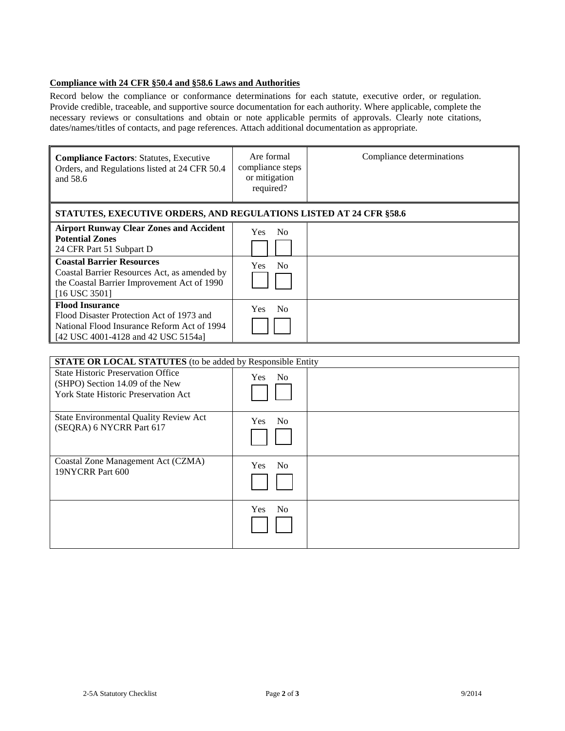**Compliance with 24 CFR §50.4 and §58.6 Laws and Authorities**

Record below the compliance or conformance determinations for each statute, executive order, or regulation. Provide credible, traceable, and supportive source documentation for each authority. Where applicable, complete the necessary reviews or consultations and obtain or note applicable permits of approvals. Clearly note citations, dates/names/titles of contacts, and page references. Attach additional documentation as appropriate.

| **Compliance Factors**: Statutes, Executive Orders, and Regulations listed at 24 CFR 50.4 and 58.6 | Are formal compliance steps or mitigation required? | Compliance determinations |
|---|---|---|
| **STATUTES, EXECUTIVE ORDERS, AND REGULATIONS LISTED AT 24 CFR §58.6** | | |
| **Airport Runway Clear Zones and Accident Potential Zones** 24 CFR Part 51 Subpart D | Yes ☐ No ☐ | |
| **Coastal Barrier Resources** Coastal Barrier Resources Act, as amended by the Coastal Barrier Improvement Act of 1990 [16 USC 3501] | Yes ☐ No ☐ | |
| **Flood Insurance** Flood Disaster Protection Act of 1973 and National Flood Insurance Reform Act of 1994 [42 USC 4001-4128 and 42 USC 5154a] | Yes ☐ No ☐ | |

| **STATE OR LOCAL STATUTES** (to be added by Responsible Entity) | | |
|---|---|---|
| State Historic Preservation Office (SHPO) Section 14.09 of the New York State Historic Preservation Act | Yes ☐ No ☐ | |
| State Environmental Quality Review Act (SEQRA) 6 NYCRR Part 617 | Yes ☐ No ☐ | |
| Coastal Zone Management Act (CZMA) 19NYCRR Part 600 | Yes ☐ No ☐ | |
| | Yes ☐ No ☐ | |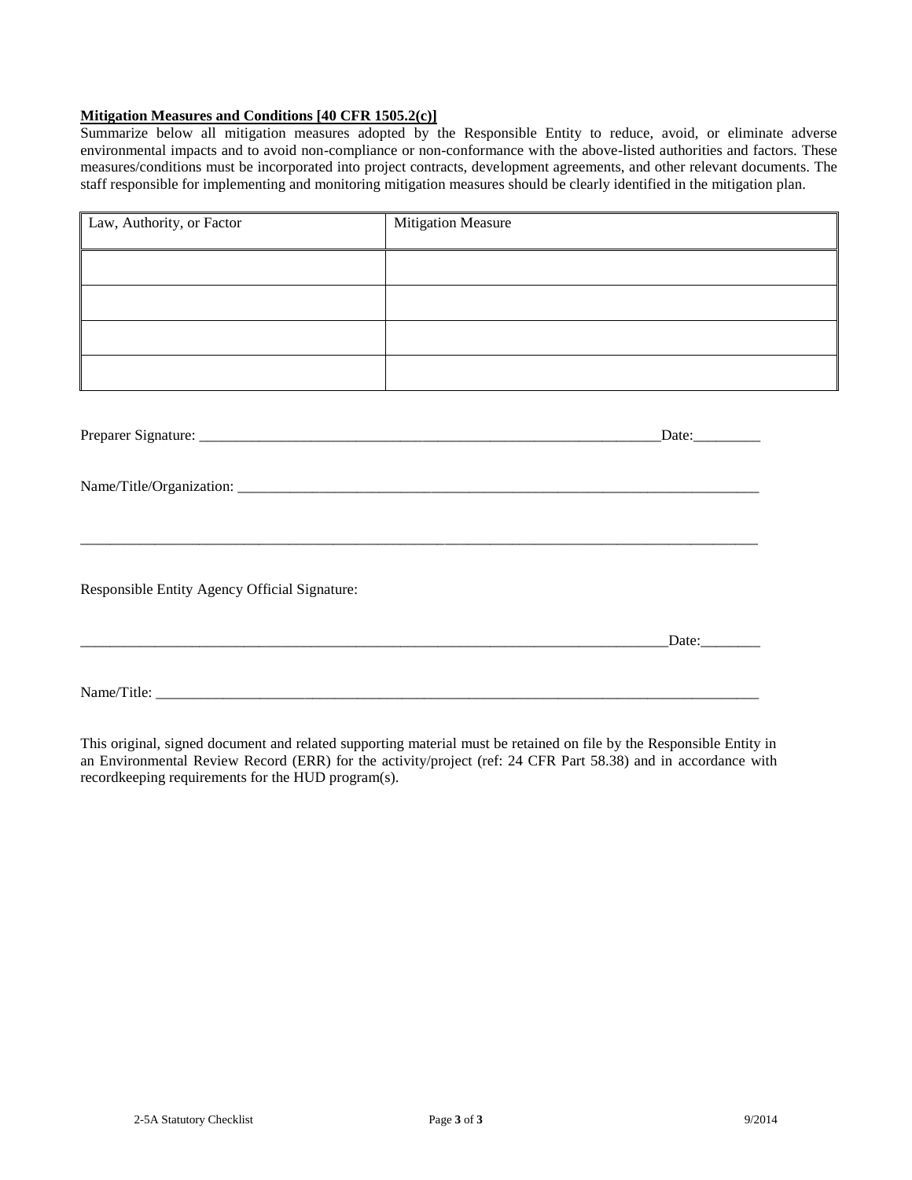**Mitigation Measures and Conditions [40 CFR 1505.2(c)]**

Summarize below all mitigation measures adopted by the Responsible Entity to reduce, avoid, or eliminate adverse environmental impacts and to avoid non-compliance or non-conformance with the above-listed authorities and factors. These measures/conditions must be incorporated into project contracts, development agreements, and other relevant documents. The staff responsible for implementing and monitoring mitigation measures should be clearly identified in the mitigation plan.

| Law, Authority, or Factor | Mitigation Measure |
|---|---|
| | |
| | |
| | |
| | |

Preparer Signature: _________________________________________________________________Date:_________

Name/Title/Organization: _________________________________________________________________________

_____________________________________________________________________________________________

Responsible Entity Agency Official Signature:

____________________________________________________________________________________Date:________

Name/Title: _________________________________________________________________________________

This original, signed document and related supporting material must be retained on file by the Responsible Entity in an Environmental Review Record (ERR) for the activity/project (ref: 24 CFR Part 58.38) and in accordance with recordkeeping requirements for the HUD program(s).